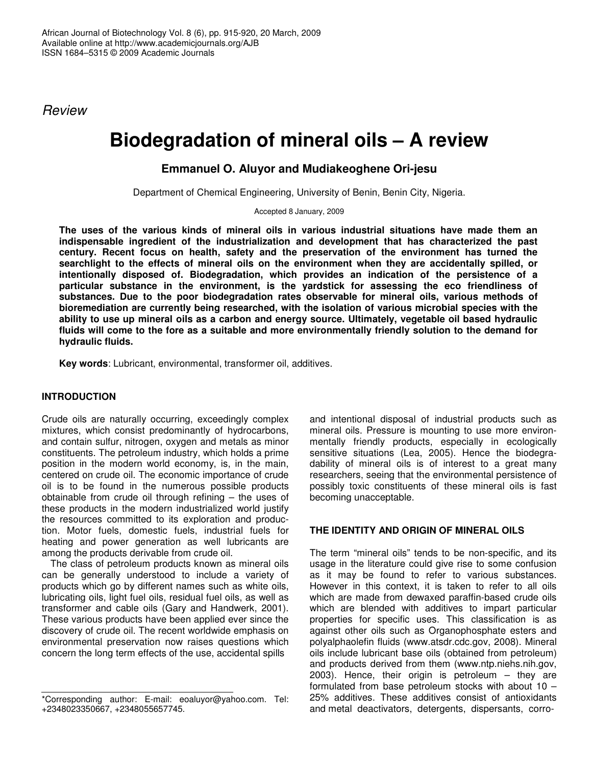*Review*

# Biodegradation of mineral oils – A review

**Emmanuel O. Aluyor and Mudiakeoghene Ori-jesu**

Department of Chemical Engineering, University of Benin, Benin City, Nigeria.

Accepted 8 January, 2009

**The uses of the various kinds of mineral oils in various industrial situations have made them an indispensable ingredient of the industrialization and development that has characterized the past century. Recent focus on health, safety and the preservation of the environment has turned the searchlight to the effects of mineral oils on the environment when they are accidentally spilled, or intentionally disposed of. Biodegradation, which provides an indication of the persistence of a particular substance in the environment, is the yardstick for assessing the eco friendliness of substances. Due to the poor biodegradation rates observable for mineral oils, various methods of bioremediation are currently being researched, with the isolation of various microbial species with the ability to use up mineral oils as a carbon and energy source. Ultimately, vegetable oil based hydraulic fluids will come to the fore as a suitable and more environmentally friendly solution to the demand for hydraulic fluids.**

**Key words**: Lubricant, environmental, transformer oil, additives.

## INTRODUCTION

Crude oils are naturally occurring, exceedingly complex mixtures, which consist predominantly of hydrocarbons, and contain sulfur, nitrogen, oxygen and metals as minor constituents. The petroleum industry, which holds a prime position in the modern world economy, is, in the main, centered on crude oil. The economic importance of crude oil is to be found in the numerous possible products obtainable from crude oil through refining – the uses of these products in the modern industrialized world justify the resources committed to its exploration and production. Motor fuels, domestic fuels, industrial fuels for heating and power generation as well lubricants are among the products derivable from crude oil.

The class of petroleum products known as mineral oils can be generally understood to include a variety of products which go by different names such as white oils, lubricating oils, light fuel oils, residual fuel oils, as well as transformer and cable oils (Gary and Handwerk, 2001). These various products have been applied ever since the discovery of crude oil. The recent worldwide emphasis on environmental preservation now raises questions which concern the long term effects of the use, accidental spills and intentional disposal of industrial products such as mineral oils. Pressure is mounting to use more environmentally friendly products, especially in ecologically sensitive situations (Lea, 2005). Hence the biodegradability of mineral oils is of interest to a great many researchers, seeing that the environmental persistence of possibly toxic constituents of these mineral oils is fast becoming unacceptable.

## THE IDENTITY AND ORIGIN OF MINERAL OILS

The term "mineral oils" tends to be non-specific, and its usage in the literature could give rise to some confusion as it may be found to refer to various substances. However in this context, it is taken to refer to all oils which are made from dewaxed paraffin-based crude oils which are blended with additives to impart particular properties for specific uses. This classification is as against other oils such as Organophosphate esters and polyalphaolefin fluids (www.atsdr.cdc.gov, 2008). Mineral oils include lubricant base oils (obtained from petroleum) and products derived from them (www.ntp.niehs.nih.gov, 2003). Hence, their origin is petroleum – they are formulated from base petroleum stocks with about 10 – 25% additives. These additives consist of antioxidants and metal deactivators, detergents, dispersants, corro-

\*Corresponding author: E-mail: eoaluyor@yahoo.com. Tel: +2348023350667, +2348055657745.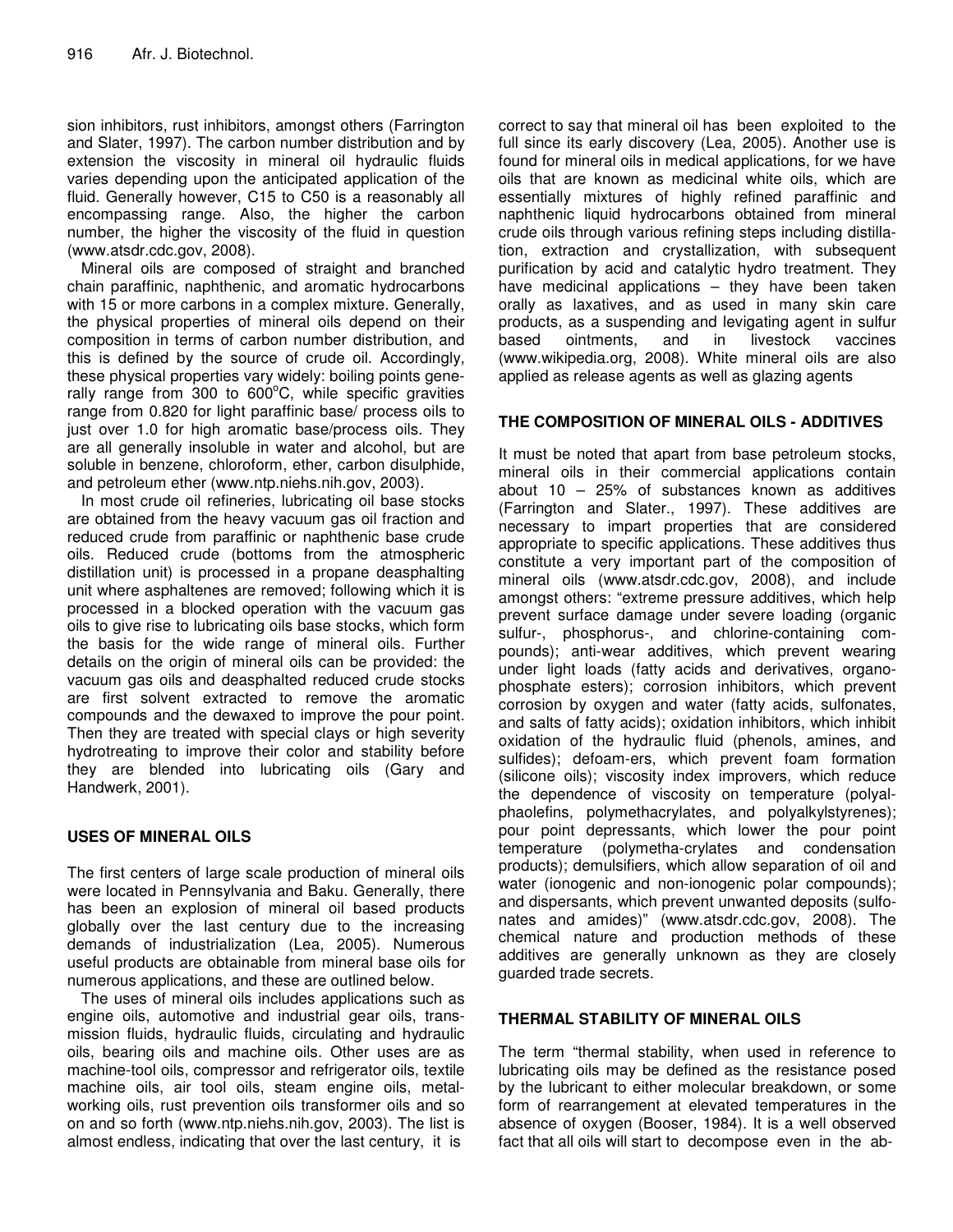sion inhibitors, rust inhibitors, amongst others (Farrington and Slater, 1997). The carbon number distribution and by extension the viscosity in mineral oil hydraulic fluids varies depending upon the anticipated application of the fluid. Generally however, C15 to C50 is a reasonably all encompassing range. Also, the higher the carbon number, the higher the viscosity of the fluid in question (www.atsdr.cdc.gov, 2008).

Mineral oils are composed of straight and branched chain paraffinic, naphthenic, and aromatic hydrocarbons with 15 or more carbons in a complex mixture. Generally, the physical properties of mineral oils depend on their composition in terms of carbon number distribution, and this is defined by the source of crude oil. Accordingly, these physical properties vary widely: boiling points generally range from 300 to 600°C, while specific gravities range from 0.820 for light paraffinic base/ process oils to just over 1.0 for high aromatic base/process oils. They are all generally insoluble in water and alcohol, but are soluble in benzene, chloroform, ether, carbon disulphide, and petroleum ether (www.ntp.niehs.nih.gov, 2003).

In most crude oil refineries, lubricating oil base stocks are obtained from the heavy vacuum gas oil fraction and reduced crude from paraffinic or naphthenic base crude oils. Reduced crude (bottoms from the atmospheric distillation unit) is processed in a propane deasphalting unit where asphaltenes are removed; following which it is processed in a blocked operation with the vacuum gas oils to give rise to lubricating oils base stocks, which form the basis for the wide range of mineral oils. Further details on the origin of mineral oils can be provided: the vacuum gas oils and deasphalted reduced crude stocks are first solvent extracted to remove the aromatic compounds and the dewaxed to improve the pour point. Then they are treated with special clays or high severity hydrotreating to improve their color and stability before they are blended into lubricating oils (Gary and Handwerk, 2001).

## USES OF MINERAL OILS

The first centers of large scale production of mineral oils were located in Pennsylvania and Baku. Generally, there has been an explosion of mineral oil based products globally over the last century due to the increasing demands of industrialization (Lea, 2005). Numerous useful products are obtainable from mineral base oils for numerous applications, and these are outlined below.

The uses of mineral oils includes applications such as engine oils, automotive and industrial gear oils, transmission fluids, hydraulic fluids, circulating and hydraulic oils, bearing oils and machine oils. Other uses are as machine-tool oils, compressor and refrigerator oils, textile machine oils, air tool oils, steam engine oils, metal-working oils, rust prevention oils transformer oils and so on and so forth (www.ntp.niehs.nih.gov, 2003). The list is almost endless, indicating that over the last century, it is correct to say that mineral oil has been exploited to the full since its early discovery (Lea, 2005). Another use is found for mineral oils in medical applications, for we have oils that are known as medicinal white oils, which are essentially mixtures of highly refined paraffinic and naphthenic liquid hydrocarbons obtained from mineral crude oils through various refining steps including distillation, extraction and crystallization, with subsequent purification by acid and catalytic hydro treatment. They have medicinal applications – they have been taken orally as laxatives, and as used in many skin care products, as a suspending and levigating agent in sulfur based ointments, and in livestock vaccines (www.wikipedia.org, 2008). White mineral oils are also applied as release agents as well as glazing agents

## THE COMPOSITION OF MINERAL OILS - ADDITIVES

It must be noted that apart from base petroleum stocks, mineral oils in their commercial applications contain about 10 – 25% of substances known as additives (Farrington and Slater., 1997). These additives are necessary to impart properties that are considered appropriate to specific applications. These additives thus constitute a very important part of the composition of mineral oils (www.atsdr.cdc.gov, 2008), and include amongst others: "extreme pressure additives, which help prevent surface damage under severe loading (organic sulfur-, phosphorus-, and chlorine-containing compounds); anti-wear additives, which prevent wearing under light loads (fatty acids and derivatives, organophosphate esters); corrosion inhibitors, which prevent corrosion by oxygen and water (fatty acids, sulfonates, and salts of fatty acids); oxidation inhibitors, which inhibit oxidation of the hydraulic fluid (phenols, amines, and sulfides); defoam-ers, which prevent foam formation (silicone oils); viscosity index improvers, which reduce the dependence of viscosity on temperature (polyalphaolefins, polymethacrylates, and polyalkylstyrenes); pour point depressants, which lower the pour point temperature (polymetha-crylates and condensation products); demulsifiers, which allow separation of oil and water (ionogenic and non-ionogenic polar compounds); and dispersants, which prevent unwanted deposits (sulfonates and amides)" (www.atsdr.cdc.gov, 2008). The chemical nature and production methods of these additives are generally unknown as they are closely guarded trade secrets.

## THERMAL STABILITY OF MINERAL OILS

The term "thermal stability, when used in reference to lubricating oils may be defined as the resistance posed by the lubricant to either molecular breakdown, or some form of rearrangement at elevated temperatures in the absence of oxygen (Booser, 1984). It is a well observed fact that all oils will start to decompose even in the ab-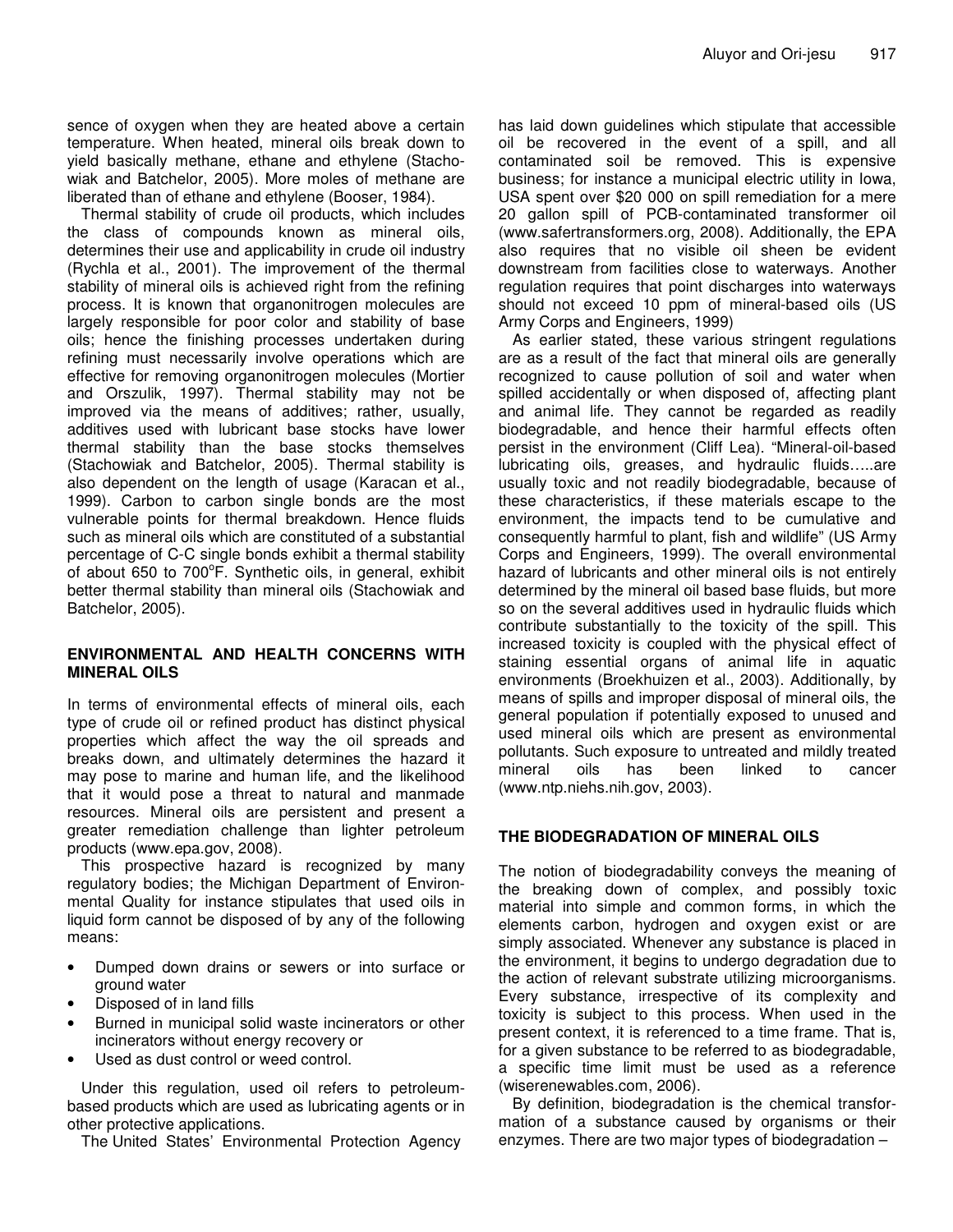sence of oxygen when they are heated above a certain temperature. When heated, mineral oils break down to yield basically methane, ethane and ethylene (Stachowiak and Batchelor, 2005). More moles of methane are liberated than of ethane and ethylene (Booser, 1984).

Thermal stability of crude oil products, which includes the class of compounds known as mineral oils, determines their use and applicability in crude oil industry (Rychla et al., 2001). The improvement of the thermal stability of mineral oils is achieved right from the refining process. It is known that organonitrogen molecules are largely responsible for poor color and stability of base oils; hence the finishing processes undertaken during refining must necessarily involve operations which are effective for removing organonitrogen molecules (Mortier and Orszulik, 1997). Thermal stability may not be improved via the means of additives; rather, usually, additives used with lubricant base stocks have lower thermal stability than the base stocks themselves (Stachowiak and Batchelor, 2005). Thermal stability is also dependent on the length of usage (Karacan et al., 1999). Carbon to carbon single bonds are the most vulnerable points for thermal breakdown. Hence fluids such as mineral oils which are constituted of a substantial percentage of C-C single bonds exhibit a thermal stability of about 650 to 700°F. Synthetic oils, in general, exhibit better thermal stability than mineral oils (Stachowiak and Batchelor, 2005).

## ENVIRONMENTAL AND HEALTH CONCERNS WITH MINERAL OILS

In terms of environmental effects of mineral oils, each type of crude oil or refined product has distinct physical properties which affect the way the oil spreads and breaks down, and ultimately determines the hazard it may pose to marine and human life, and the likelihood that it would pose a threat to natural and manmade resources. Mineral oils are persistent and present a greater remediation challenge than lighter petroleum products (www.epa.gov, 2008).

This prospective hazard is recognized by many regulatory bodies; the Michigan Department of Environmental Quality for instance stipulates that used oils in liquid form cannot be disposed of by any of the following means:

- Dumped down drains or sewers or into surface or ground water
- Disposed of in land fills
- Burned in municipal solid waste incinerators or other incinerators without energy recovery or
- Used as dust control or weed control.

Under this regulation, used oil refers to petroleum-based products which are used as lubricating agents or in other protective applications.

The United States' Environmental Protection Agency has laid down guidelines which stipulate that accessible oil be recovered in the event of a spill, and all contaminated soil be removed. This is expensive business; for instance a municipal electric utility in Iowa, USA spent over $20 000 on spill remediation for a mere 20 gallon spill of PCB-contaminated transformer oil (www.safertransformers.org, 2008). Additionally, the EPA also requires that no visible oil sheen be evident downstream from facilities close to waterways. Another regulation requires that point discharges into waterways should not exceed 10 ppm of mineral-based oils (US Army Corps and Engineers, 1999)

As earlier stated, these various stringent regulations are as a result of the fact that mineral oils are generally recognized to cause pollution of soil and water when spilled accidentally or when disposed of, affecting plant and animal life. They cannot be regarded as readily biodegradable, and hence their harmful effects often persist in the environment (Cliff Lea). "Mineral-oil-based lubricating oils, greases, and hydraulic fluids…..are usually toxic and not readily biodegradable, because of these characteristics, if these materials escape to the environment, the impacts tend to be cumulative and consequently harmful to plant, fish and wildlife" (US Army Corps and Engineers, 1999). The overall environmental hazard of lubricants and other mineral oils is not entirely determined by the mineral oil based base fluids, but more so on the several additives used in hydraulic fluids which contribute substantially to the toxicity of the spill. This increased toxicity is coupled with the physical effect of staining essential organs of animal life in aquatic environments (Broekhuizen et al., 2003). Additionally, by means of spills and improper disposal of mineral oils, the general population if potentially exposed to unused and used mineral oils which are present as environmental pollutants. Such exposure to untreated and mildly treated mineral oils has been linked to cancer (www.ntp.niehs.nih.gov, 2003).

## THE BIODEGRADATION OF MINERAL OILS

The notion of biodegradability conveys the meaning of the breaking down of complex, and possibly toxic material into simple and common forms, in which the elements carbon, hydrogen and oxygen exist or are simply associated. Whenever any substance is placed in the environment, it begins to undergo degradation due to the action of relevant substrate utilizing microorganisms. Every substance, irrespective of its complexity and toxicity is subject to this process. When used in the present context, it is referenced to a time frame. That is, for a given substance to be referred to as biodegradable, a specific time limit must be used as a reference (wiserenewables.com, 2006).

By definition, biodegradation is the chemical transformation of a substance caused by organisms or their enzymes. There are two major types of biodegradation –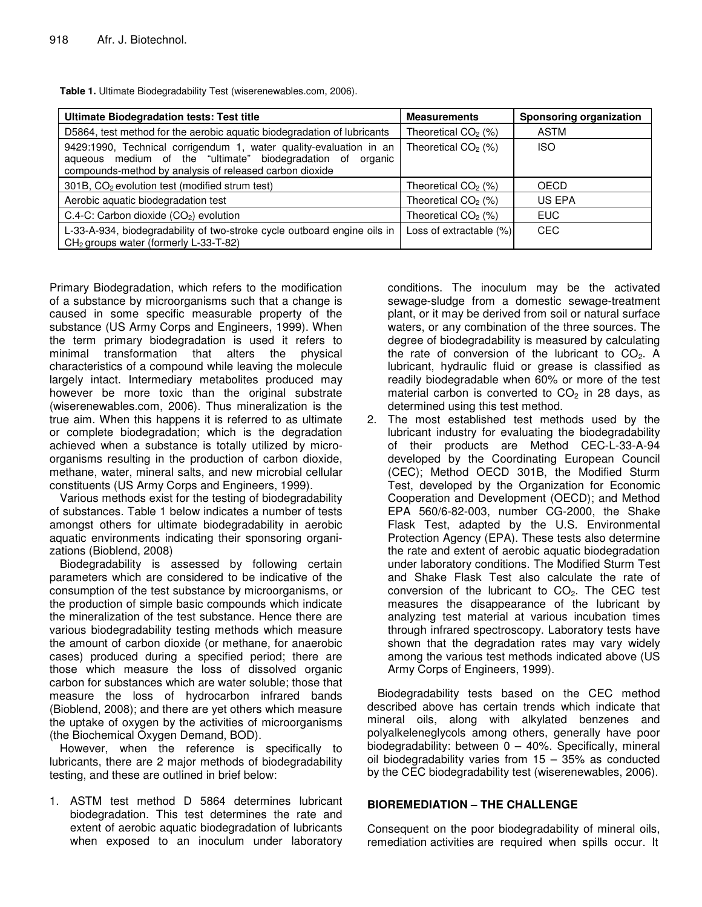**Table 1.** Ultimate Biodegradability Test (wiserenewables.com, 2006).

| Ultimate Biodegradation tests: Test title | Measurements | Sponsoring organization |
|---|---|---|
| D5864, test method for the aerobic aquatic biodegradation of lubricants | Theoretical $CO_2$ (%) | ASTM |
| 9429:1990, Technical corrigendum 1, water quality-evaluation in an aqueous medium of the "ultimate" biodegradation of organic compounds-method by analysis of released carbon dioxide | Theoretical $CO_2$ (%) | ISO |
| 301B, $CO_2$ evolution test (modified strum test) | Theoretical $CO_2$ (%) | OECD |
| Aerobic aquatic biodegradation test | Theoretical $CO_2$ (%) | US EPA |
| C.4-C: Carbon dioxide ($CO_2$) evolution | Theoretical $CO_2$ (%) | EUC |
| L-33-A-934, biodegradability of two-stroke cycle outboard engine oils in $CH_2$ groups water (formerly L-33-T-82) | Loss of extractable (%) | CEC |

Primary Biodegradation, which refers to the modification of a substance by microorganisms such that a change is caused in some specific measurable property of the substance (US Army Corps and Engineers, 1999). When the term primary biodegradation is used it refers to minimal transformation that alters the physical characteristics of a compound while leaving the molecule largely intact. Intermediary metabolites produced may however be more toxic than the original substrate (wiserenewables.com, 2006). Thus mineralization is the true aim. When this happens it is referred to as ultimate or complete biodegradation; which is the degradation achieved when a substance is totally utilized by microorganisms resulting in the production of carbon dioxide, methane, water, mineral salts, and new microbial cellular constituents (US Army Corps and Engineers, 1999).

Various methods exist for the testing of biodegradability of substances. Table 1 below indicates a number of tests amongst others for ultimate biodegradability in aerobic aquatic environments indicating their sponsoring organizations (Bioblend, 2008)

Biodegradability is assessed by following certain parameters which are considered to be indicative of the consumption of the test substance by microorganisms, or the production of simple basic compounds which indicate the mineralization of the test substance. Hence there are various biodegradability testing methods which measure the amount of carbon dioxide (or methane, for anaerobic cases) produced during a specified period; there are those which measure the loss of dissolved organic carbon for substances which are water soluble; those that measure the loss of hydrocarbon infrared bands (Bioblend, 2008); and there are yet others which measure the uptake of oxygen by the activities of microorganisms (the Biochemical Oxygen Demand, BOD).

However, when the reference is specifically to lubricants, there are 2 major methods of biodegradability testing, and these are outlined in brief below:

1. ASTM test method D 5864 determines lubricant biodegradation. This test determines the rate and extent of aerobic aquatic biodegradation of lubricants when exposed to an inoculum under laboratory conditions. The inoculum may be the activated sewage-sludge from a domestic sewage-treatment plant, or it may be derived from soil or natural surface waters, or any combination of the three sources. The degree of biodegradability is measured by calculating the rate of conversion of the lubricant to $CO_2$. A lubricant, hydraulic fluid or grease is classified as readily biodegradable when 60% or more of the test material carbon is converted to $CO_2$ in 28 days, as determined using this test method.
2. The most established test methods used by the lubricant industry for evaluating the biodegradability of their products are Method CEC-L-33-A-94 developed by the Coordinating European Council (CEC); Method OECD 301B, the Modified Sturm Test, developed by the Organization for Economic Cooperation and Development (OECD); and Method EPA 560/6-82-003, number CG-2000, the Shake Flask Test, adapted by the U.S. Environmental Protection Agency (EPA). These tests also determine the rate and extent of aerobic aquatic biodegradation under laboratory conditions. The Modified Sturm Test and Shake Flask Test also calculate the rate of conversion of the lubricant to $CO_2$. The CEC test measures the disappearance of the lubricant by analyzing test material at various incubation times through infrared spectroscopy. Laboratory tests have shown that the degradation rates may vary widely among the various test methods indicated above (US Army Corps of Engineers, 1999).

Biodegradability tests based on the CEC method described above has certain trends which indicate that mineral oils, along with alkylated benzenes and polyalkeleneglycols among others, generally have poor biodegradability: between 0 – 40%. Specifically, mineral oil biodegradability varies from 15 – 35% as conducted by the CEC biodegradability test (wiserenewables, 2006).

## BIOREMEDIATION – THE CHALLENGE

Consequent on the poor biodegradability of mineral oils, remediation activities are required when spills occur. It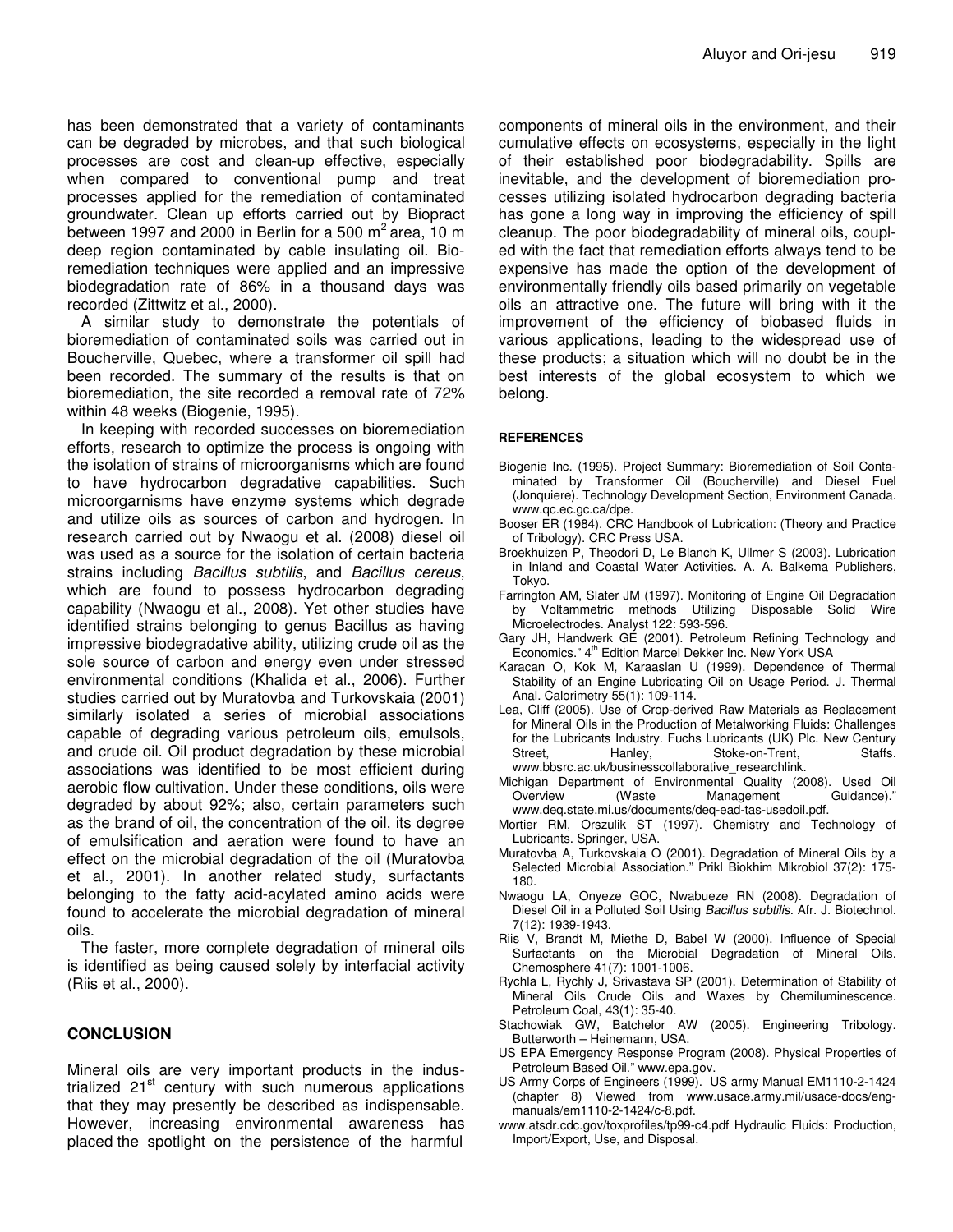has been demonstrated that a variety of contaminants can be degraded by microbes, and that such biological processes are cost and clean-up effective, especially when compared to conventional pump and treat processes applied for the remediation of contaminated groundwater. Clean up efforts carried out by Biopract between 1997 and 2000 in Berlin for a 500 $m^2$ area, 10 m deep region contaminated by cable insulating oil. Bioremediation techniques were applied and an impressive biodegradation rate of 86% in a thousand days was recorded (Zittwitz et al., 2000).

A similar study to demonstrate the potentials of bioremediation of contaminated soils was carried out in Boucherville, Quebec, where a transformer oil spill had been recorded. The summary of the results is that on bioremediation, the site recorded a removal rate of 72% within 48 weeks (Biogenie, 1995).

In keeping with recorded successes on bioremediation efforts, research to optimize the process is ongoing with the isolation of strains of microorganisms which are found to have hydrocarbon degradative capabilities. Such microorgarnisms have enzyme systems which degrade and utilize oils as sources of carbon and hydrogen. In research carried out by Nwaogu et al. (2008) diesel oil was used as a source for the isolation of certain bacteria strains including *Bacillus subtilis*, and *Bacillus cereus*, which are found to possess hydrocarbon degrading capability (Nwaogu et al., 2008). Yet other studies have identified strains belonging to genus Bacillus as having impressive biodegradative ability, utilizing crude oil as the sole source of carbon and energy even under stressed environmental conditions (Khalida et al., 2006). Further studies carried out by Muratovba and Turkovskaia (2001) similarly isolated a series of microbial associations capable of degrading various petroleum oils, emulsols, and crude oil. Oil product degradation by these microbial associations was identified to be most efficient during aerobic flow cultivation. Under these conditions, oils were degraded by about 92%; also, certain parameters such as the brand of oil, the concentration of the oil, its degree of emulsification and aeration were found to have an effect on the microbial degradation of the oil (Muratovba et al., 2001). In another related study, surfactants belonging to the fatty acid-acylated amino acids were found to accelerate the microbial degradation of mineral oils.

The faster, more complete degradation of mineral oils is identified as being caused solely by interfacial activity (Riis et al., 2000).

## CONCLUSION

Mineral oils are very important products in the industrialized 21st century with such numerous applications that they may presently be described as indispensable. However, increasing environmental awareness has placed the spotlight on the persistence of the harmful components of mineral oils in the environment, and their cumulative effects on ecosystems, especially in the light of their established poor biodegradability. Spills are inevitable, and the development of bioremediation processes utilizing isolated hydrocarbon degrading bacteria has gone a long way in improving the efficiency of spill cleanup. The poor biodegradability of mineral oils, coupled with the fact that remediation efforts always tend to be expensive has made the option of the development of environmentally friendly oils based primarily on vegetable oils an attractive one. The future will bring with it the improvement of the efficiency of biobased fluids in various applications, leading to the widespread use of these products; a situation which will no doubt be in the best interests of the global ecosystem to which we belong.

## REFERENCES

Biogenie Inc. (1995). Project Summary: Bioremediation of Soil Contaminated by Transformer Oil (Boucherville) and Diesel Fuel (Jonquiere). Technology Development Section, Environment Canada. www.qc.ec.gc.ca/dpe.

Booser ER (1984). CRC Handbook of Lubrication: (Theory and Practice of Tribology). CRC Press USA.

Broekhuizen P, Theodori D, Le Blanch K, Ullmer S (2003). Lubrication in Inland and Coastal Water Activities. A. A. Balkema Publishers, Tokyo.

Farrington AM, Slater JM (1997). Monitoring of Engine Oil Degradation by Voltammetric methods Utilizing Disposable Solid Wire Microelectrodes. Analyst 122: 593-596.

Gary JH, Handwerk GE (2001). Petroleum Refining Technology and Economics." 4th Edition Marcel Dekker Inc. New York USA

Karacan O, Kok M, Karaaslan U (1999). Dependence of Thermal Stability of an Engine Lubricating Oil on Usage Period. J. Thermal Anal. Calorimetry 55(1): 109-114.

Lea, Cliff (2005). Use of Crop-derived Raw Materials as Replacement for Mineral Oils in the Production of Metalworking Fluids: Challenges for the Lubricants Industry. Fuchs Lubricants (UK) Plc. New Century Street, Hanley, Stoke-on-Trent, Staffs. www.bbsrc.ac.uk/businesscollaborative_researchlink.

Michigan Department of Environmental Quality (2008). Used Oil Overview (Waste Management Guidance)." www.deq.state.mi.us/documents/deq-ead-tas-usedoil.pdf.

Mortier RM, Orszulik ST (1997). Chemistry and Technology of Lubricants. Springer, USA.

Muratovba A, Turkovskaia O (2001). Degradation of Mineral Oils by a Selected Microbial Association." Prikl Biokhim Mikrobiol 37(2): 175-180.

Nwaogu LA, Onyeze GOC, Nwabueze RN (2008). Degradation of Diesel Oil in a Polluted Soil Using *Bacillus subtilis*. Afr. J. Biotechnol. 7(12): 1939-1943.

Riis V, Brandt M, Miethe D, Babel W (2000). Influence of Special Surfactants on the Microbial Degradation of Mineral Oils. Chemosphere 41(7): 1001-1006.

Rychla L, Rychly J, Srivastava SP (2001). Determination of Stability of Mineral Oils Crude Oils and Waxes by Chemiluminescence. Petroleum Coal, 43(1): 35-40.

Stachowiak GW, Batchelor AW (2005). Engineering Tribology. Butterworth – Heinemann, USA.

US EPA Emergency Response Program (2008). Physical Properties of Petroleum Based Oil." www.epa.gov.

US Army Corps of Engineers (1999). US army Manual EM1110-2-1424 (chapter 8) Viewed from www.usace.army.mil/usace-docs/eng-manuals/em1110-2-1424/c-8.pdf.

www.atsdr.cdc.gov/toxprofiles/tp99-c4.pdf Hydraulic Fluids: Production, Import/Export, Use, and Disposal.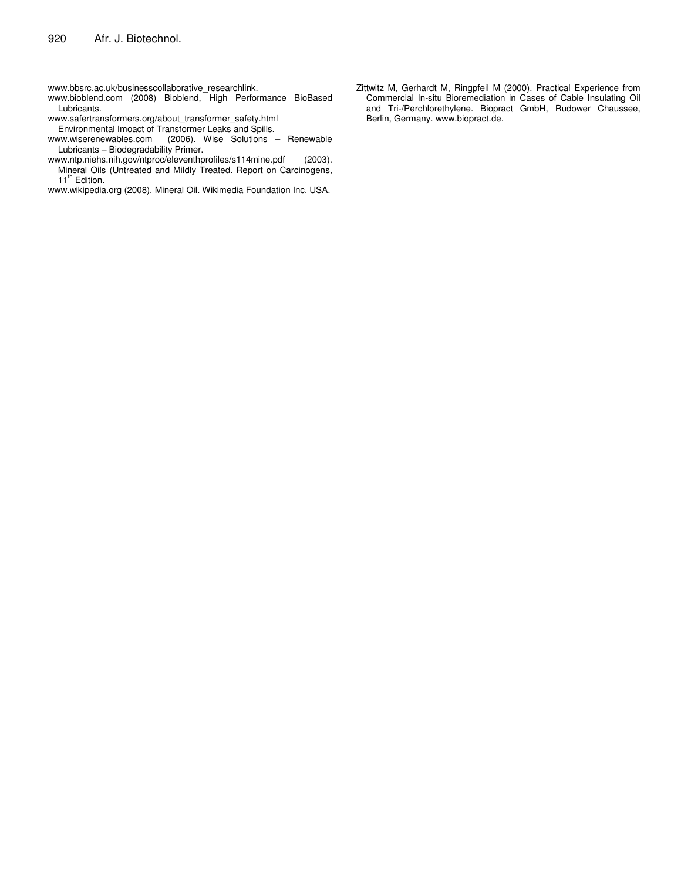www.bbsrc.ac.uk/businesscollaborative_researchlink.

www.bioblend.com (2008) Bioblend, High Performance BioBased Lubricants.

www.safertransformers.org/about_transformer_safety.html Environmental Imoact of Transformer Leaks and Spills.

www.wiserenewables.com (2006). Wise Solutions – Renewable Lubricants – Biodegradability Primer.

www.ntp.niehs.nih.gov/ntproc/eleventhprofiles/s114mine.pdf (2003). Mineral Oils (Untreated and Mildly Treated. Report on Carcinogens, 11th Edition.

www.wikipedia.org (2008). Mineral Oil. Wikimedia Foundation Inc. USA.

Zittwitz M, Gerhardt M, Ringpfeil M (2000). Practical Experience from Commercial In-situ Bioremediation in Cases of Cable Insulating Oil and Tri-/Perchlorethylene. Biopract GmbH, Rudower Chaussee, Berlin, Germany. www.biopract.de.